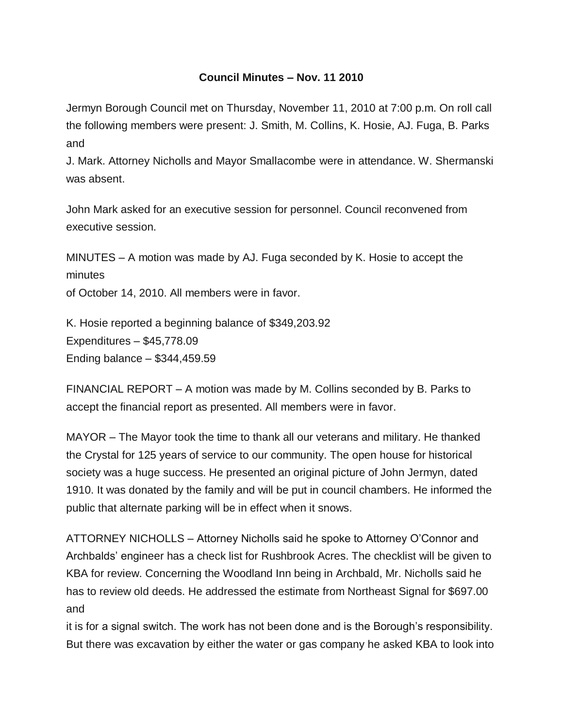# Council Minutes – Nov. 11 2010

Jermyn Borough Council met on Thursday, November 11, 2010 at 7:00 p.m. On roll call the following members were present: J. Smith, M. Collins, K. Hosie, AJ. Fuga, B. Parks and J. Mark. Attorney Nicholls and Mayor Smallacombe were in attendance. W. Shermanski was absent.

John Mark asked for an executive session for personnel. Council reconvened from executive session.

MINUTES – A motion was made by AJ. Fuga seconded by K. Hosie to accept the minutes of October 14, 2010. All members were in favor.

K. Hosie reported a beginning balance of $349,203.92
Expenditures – $45,778.09
Ending balance – $344,459.59

FINANCIAL REPORT – A motion was made by M. Collins seconded by B. Parks to accept the financial report as presented. All members were in favor.

MAYOR – The Mayor took the time to thank all our veterans and military. He thanked the Crystal for 125 years of service to our community. The open house for historical society was a huge success. He presented an original picture of John Jermyn, dated 1910. It was donated by the family and will be put in council chambers. He informed the public that alternate parking will be in effect when it snows.

ATTORNEY NICHOLLS – Attorney Nicholls said he spoke to Attorney O'Connor and Archbalds' engineer has a check list for Rushbrook Acres. The checklist will be given to KBA for review. Concerning the Woodland Inn being in Archbald, Mr. Nicholls said he has to review old deeds. He addressed the estimate from Northeast Signal for $697.00 and it is for a signal switch. The work has not been done and is the Borough's responsibility. But there was excavation by either the water or gas company he asked KBA to look into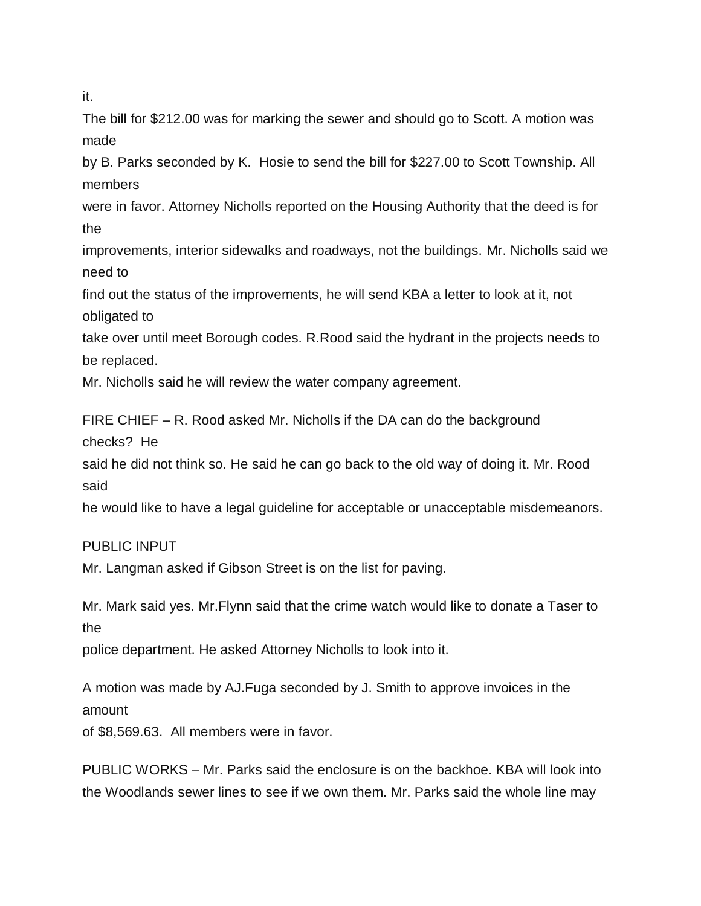it.

The bill for $212.00 was for marking the sewer and should go to Scott. A motion was made by B. Parks seconded by K. Hosie to send the bill for $227.00 to Scott Township. All members were in favor. Attorney Nicholls reported on the Housing Authority that the deed is for the improvements, interior sidewalks and roadways, not the buildings. Mr. Nicholls said we need to find out the status of the improvements, he will send KBA a letter to look at it, not obligated to take over until meet Borough codes. R.Rood said the hydrant in the projects needs to be replaced.

Mr. Nicholls said he will review the water company agreement.

FIRE CHIEF – R. Rood asked Mr. Nicholls if the DA can do the background checks? He said he did not think so. He said he can go back to the old way of doing it. Mr. Rood said he would like to have a legal guideline for acceptable or unacceptable misdemeanors.

PUBLIC INPUT

Mr. Langman asked if Gibson Street is on the list for paving.

Mr. Mark said yes. Mr.Flynn said that the crime watch would like to donate a Taser to the police department. He asked Attorney Nicholls to look into it.

A motion was made by AJ.Fuga seconded by J. Smith to approve invoices in the amount of $8,569.63. All members were in favor.

PUBLIC WORKS – Mr. Parks said the enclosure is on the backhoe. KBA will look into the Woodlands sewer lines to see if we own them. Mr. Parks said the whole line may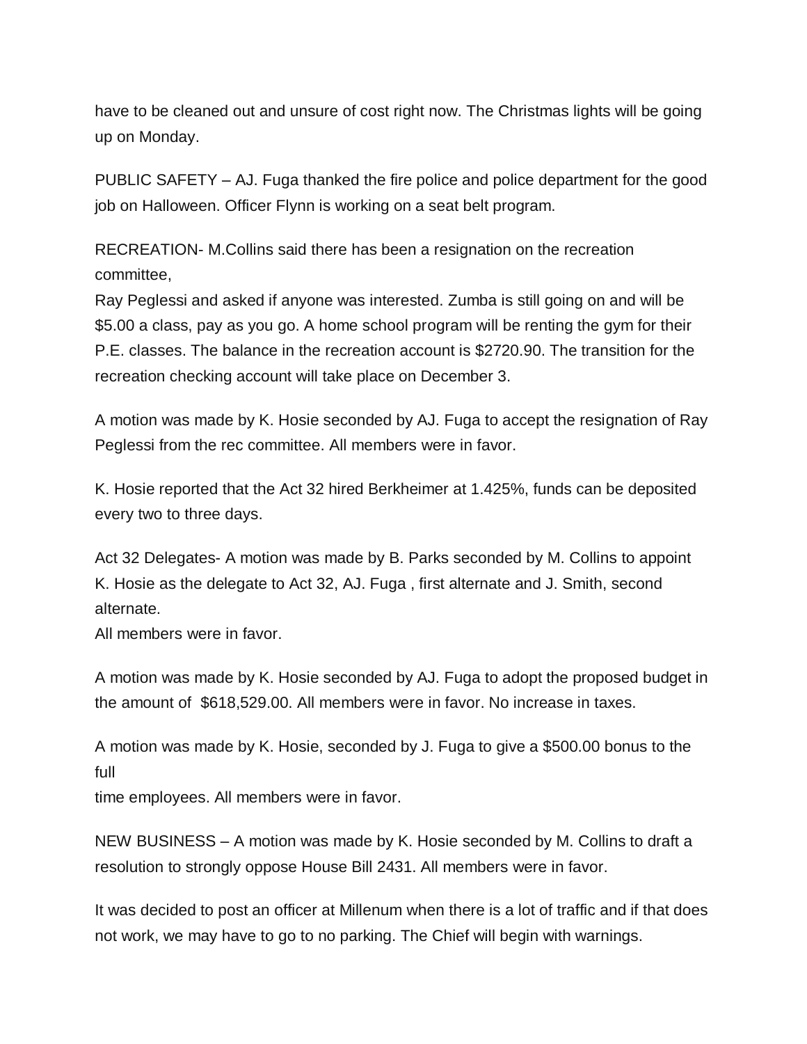have to be cleaned out and unsure of cost right now. The Christmas lights will be going up on Monday.

PUBLIC SAFETY – AJ. Fuga thanked the fire police and police department for the good job on Halloween. Officer Flynn is working on a seat belt program.

RECREATION- M.Collins said there has been a resignation on the recreation committee,
Ray Peglessi and asked if anyone was interested. Zumba is still going on and will be $5.00 a class, pay as you go. A home school program will be renting the gym for their P.E. classes. The balance in the recreation account is $2720.90. The transition for the recreation checking account will take place on December 3.

A motion was made by K. Hosie seconded by AJ. Fuga to accept the resignation of Ray Peglessi from the rec committee. All members were in favor.

K. Hosie reported that the Act 32 hired Berkheimer at 1.425%, funds can be deposited every two to three days.

Act 32 Delegates- A motion was made by B. Parks seconded by M. Collins to appoint K. Hosie as the delegate to Act 32, AJ. Fuga , first alternate and J. Smith, second alternate.
All members were in favor.

A motion was made by K. Hosie seconded by AJ. Fuga to adopt the proposed budget in the amount of $618,529.00. All members were in favor. No increase in taxes.

A motion was made by K. Hosie, seconded by J. Fuga to give a $500.00 bonus to the full
time employees. All members were in favor.

NEW BUSINESS – A motion was made by K. Hosie seconded by M. Collins to draft a resolution to strongly oppose House Bill 2431. All members were in favor.

It was decided to post an officer at Millenum when there is a lot of traffic and if that does not work, we may have to go to no parking. The Chief will begin with warnings.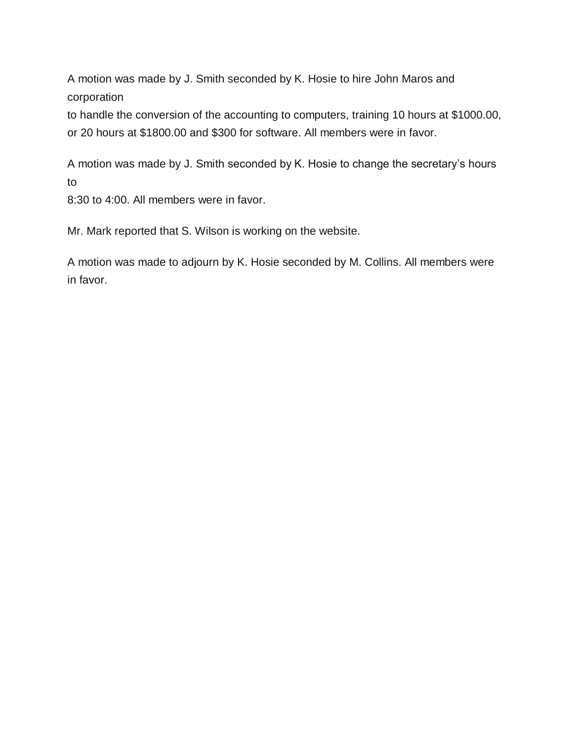A motion was made by J. Smith seconded by K. Hosie to hire John Maros and corporation to handle the conversion of the accounting to computers, training 10 hours at $1000.00, or 20 hours at $1800.00 and $300 for software. All members were in favor.

A motion was made by J. Smith seconded by K. Hosie to change the secretary's hours to 8:30 to 4:00. All members were in favor.

Mr. Mark reported that S. Wilson is working on the website.

A motion was made to adjourn by K. Hosie seconded by M. Collins. All members were in favor.